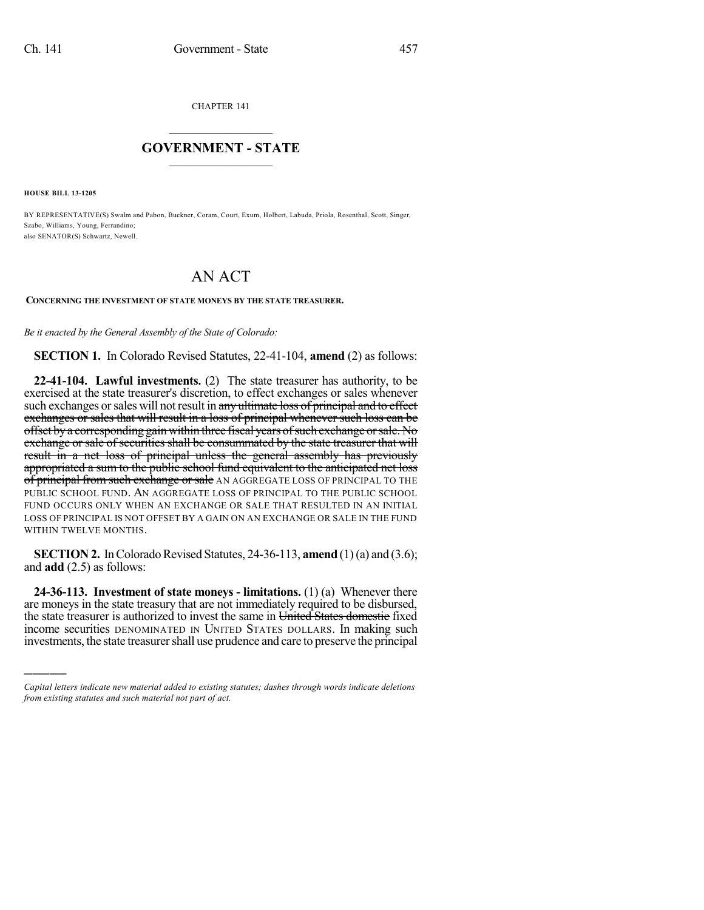CHAPTER 141

# GOVERNMENT - STATE

**HOUSE BILL 13-1205**

BY REPRESENTATIVE(S) Swalm and Pabon, Buckner, Coram, Court, Exum, Holbert, Labuda, Priola, Rosenthal, Scott, Singer, Szabo, Williams, Young, Ferrandino;
also SENATOR(S) Schwartz, Newell.

# AN ACT

**CONCERNING THE INVESTMENT OF STATE MONEYS BY THE STATE TREASURER.**

*Be it enacted by the General Assembly of the State of Colorado:*

**SECTION 1.** In Colorado Revised Statutes, 22-41-104, **amend** (2) as follows:

**22-41-104. Lawful investments.** (2) The state treasurer has authority, to be exercised at the state treasurer's discretion, to effect exchanges or sales whenever such exchanges or sales will not result in ~~any ultimate loss of principal and to effect exchanges or sales that will result in a loss of principal whenever such loss can be offset by a corresponding gain within three fiscal years of such exchange or sale. No exchange or sale of securities shall be consummated by the state treasurer that will result in a net loss of principal unless the general assembly has previously appropriated a sum to the public school fund equivalent to the anticipated net loss of principal from such exchange or sale~~ AN AGGREGATE LOSS OF PRINCIPAL TO THE PUBLIC SCHOOL FUND. AN AGGREGATE LOSS OF PRINCIPAL TO THE PUBLIC SCHOOL FUND OCCURS ONLY WHEN AN EXCHANGE OR SALE THAT RESULTED IN AN INITIAL LOSS OF PRINCIPAL IS NOT OFFSET BY A GAIN ON AN EXCHANGE OR SALE IN THE FUND WITHIN TWELVE MONTHS.

**SECTION 2.** In Colorado Revised Statutes, 24-36-113, **amend** (1) (a) and (3.6); and **add** (2.5) as follows:

**24-36-113. Investment of state moneys - limitations.** (1) (a) Whenever there are moneys in the state treasury that are not immediately required to be disbursed, the state treasurer is authorized to invest the same in ~~United States domestic~~ fixed income securities DENOMINATED IN UNITED STATES DOLLARS. In making such investments, the state treasurer shall use prudence and care to preserve the principal

---

*Capital letters indicate new material added to existing statutes; dashes through words indicate deletions from existing statutes and such material not part of act.*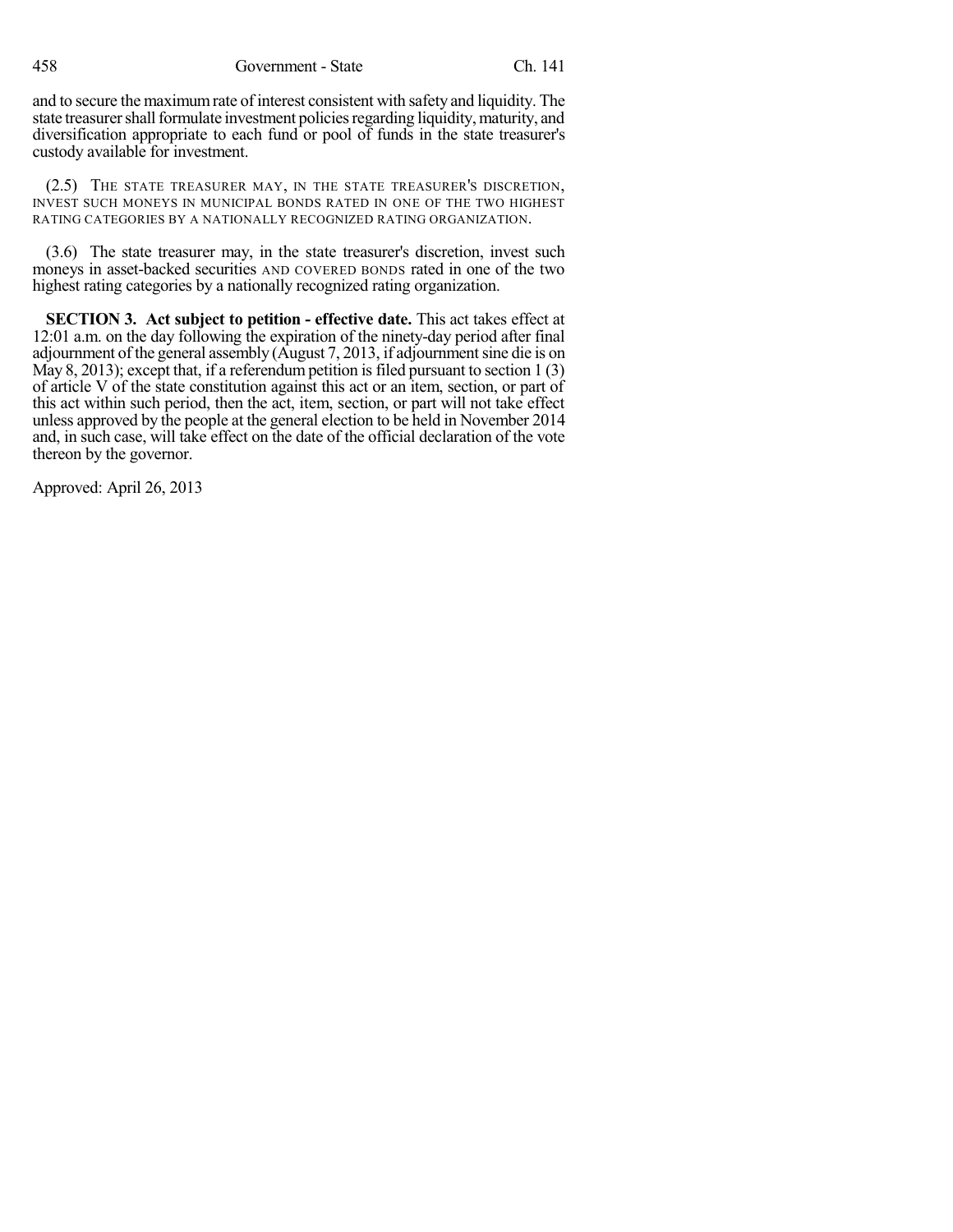and to secure the maximum rate of interest consistent with safety and liquidity. The state treasurer shall formulate investment policies regarding liquidity, maturity, and diversification appropriate to each fund or pool of funds in the state treasurer's custody available for investment.

(2.5) THE STATE TREASURER MAY, IN THE STATE TREASURER'S DISCRETION, INVEST SUCH MONEYS IN MUNICIPAL BONDS RATED IN ONE OF THE TWO HIGHEST RATING CATEGORIES BY A NATIONALLY RECOGNIZED RATING ORGANIZATION.

(3.6) The state treasurer may, in the state treasurer's discretion, invest such moneys in asset-backed securities AND COVERED BONDS rated in one of the two highest rating categories by a nationally recognized rating organization.

**SECTION 3. Act subject to petition - effective date.** This act takes effect at 12:01 a.m. on the day following the expiration of the ninety-day period after final adjournment of the general assembly (August 7, 2013, if adjournment sine die is on May 8, 2013); except that, if a referendum petition is filed pursuant to section 1 (3) of article V of the state constitution against this act or an item, section, or part of this act within such period, then the act, item, section, or part will not take effect unless approved by the people at the general election to be held in November 2014 and, in such case, will take effect on the date of the official declaration of the vote thereon by the governor.

Approved: April 26, 2013